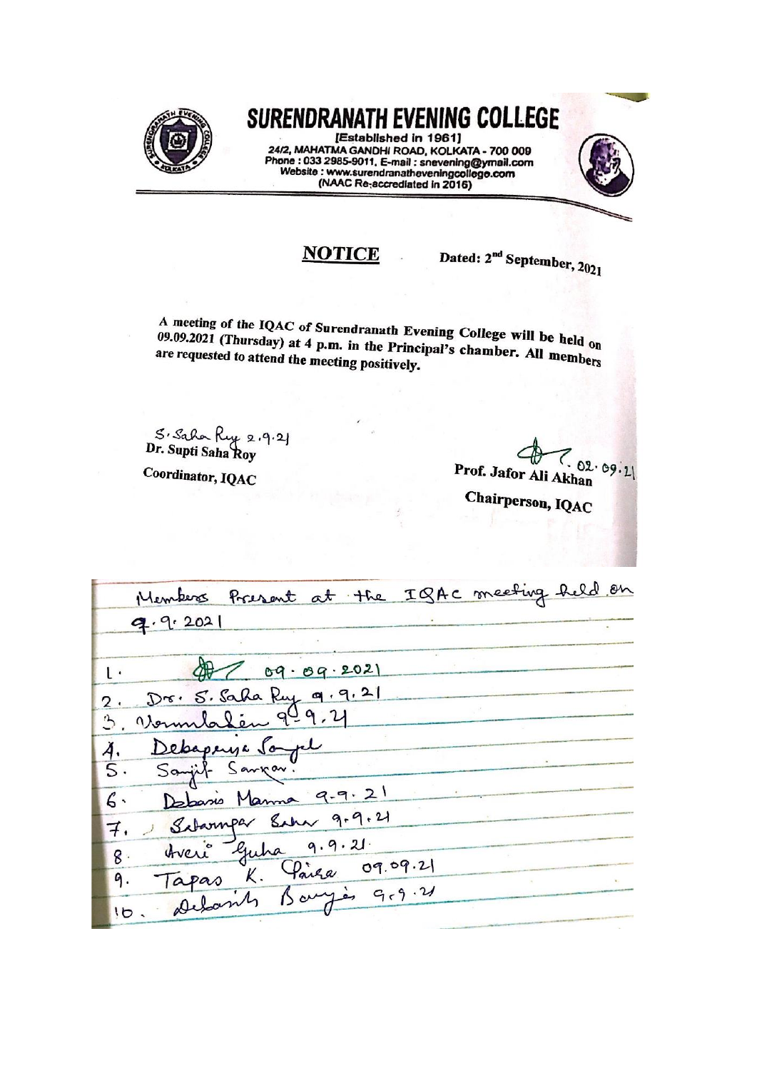# SURENDRANATH EVENING COLLEGE

[Established in 1961]
24/2, MAHATMA GANDHI ROAD, KOLKATA - 700 009
Phone : 033 2985-9011, E-mail : snevening@ymail.com
Website : www.surendranatheveningcollege.com
(NAAC Re-accrediated in 2016)

## NOTICE

Dated: 2nd September, 2021

**A meeting of the IQAC of Surendranath Evening College will be held on 09.09.2021 (Thursday) at 4 p.m. in the Principal's chamber. All members are requested to attend the meeting positively.**

S. Saha Roy 2.9.21
**Dr. Supti Saha Roy**
**Coordinator, IQAC**

(Signature) 02.09.21
**Prof. Jafor Ali Akhan**
**Chairperson, IQAC**

---

Members Present at the IQAC meeting held on 9.9.2021

1. (Signature) 09.09.2021
2. Dr. S. Saha Roy 9.9.21
3. Vermlalen 9.9.21
4. Debapriya Sanyal
5. Sanjit Sarkar.
6. Debasis Manna 9.9.21
7. Sitanngar Saha 9.9.21
8. Avери Guha 9.9.21.
9. Tapas K. Paira 09.09.21
10. Debasish Banerjee 9.9.21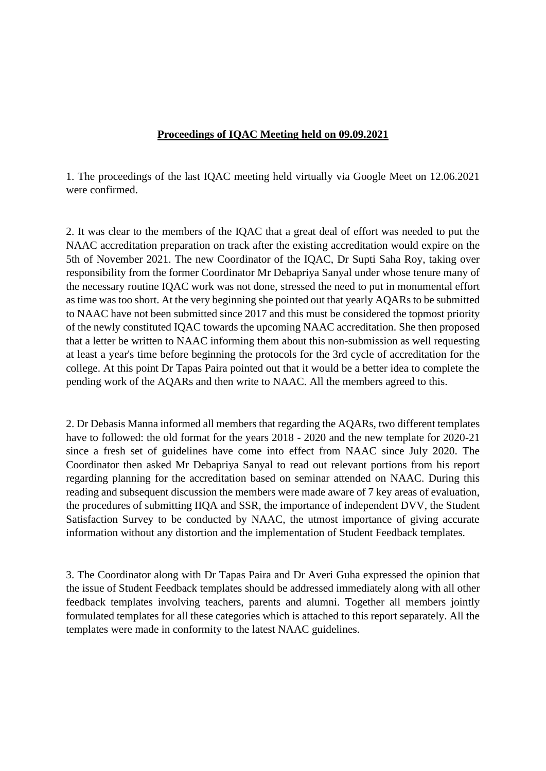**Proceedings of IQAC Meeting held on 09.09.2021**

1. The proceedings of the last IQAC meeting held virtually via Google Meet on 12.06.2021 were confirmed.

2. It was clear to the members of the IQAC that a great deal of effort was needed to put the NAAC accreditation preparation on track after the existing accreditation would expire on the 5th of November 2021. The new Coordinator of the IQAC, Dr Supti Saha Roy, taking over responsibility from the former Coordinator Mr Debapriya Sanyal under whose tenure many of the necessary routine IQAC work was not done, stressed the need to put in monumental effort as time was too short. At the very beginning she pointed out that yearly AQARs to be submitted to NAAC have not been submitted since 2017 and this must be considered the topmost priority of the newly constituted IQAC towards the upcoming NAAC accreditation. She then proposed that a letter be written to NAAC informing them about this non-submission as well requesting at least a year's time before beginning the protocols for the 3rd cycle of accreditation for the college. At this point Dr Tapas Paira pointed out that it would be a better idea to complete the pending work of the AQARs and then write to NAAC. All the members agreed to this.

2. Dr Debasis Manna informed all members that regarding the AQARs, two different templates have to followed: the old format for the years 2018 - 2020 and the new template for 2020-21 since a fresh set of guidelines have come into effect from NAAC since July 2020. The Coordinator then asked Mr Debapriya Sanyal to read out relevant portions from his report regarding planning for the accreditation based on seminar attended on NAAC. During this reading and subsequent discussion the members were made aware of 7 key areas of evaluation, the procedures of submitting IIQA and SSR, the importance of independent DVV, the Student Satisfaction Survey to be conducted by NAAC, the utmost importance of giving accurate information without any distortion and the implementation of Student Feedback templates.

3. The Coordinator along with Dr Tapas Paira and Dr Averi Guha expressed the opinion that the issue of Student Feedback templates should be addressed immediately along with all other feedback templates involving teachers, parents and alumni. Together all members jointly formulated templates for all these categories which is attached to this report separately. All the templates were made in conformity to the latest NAAC guidelines.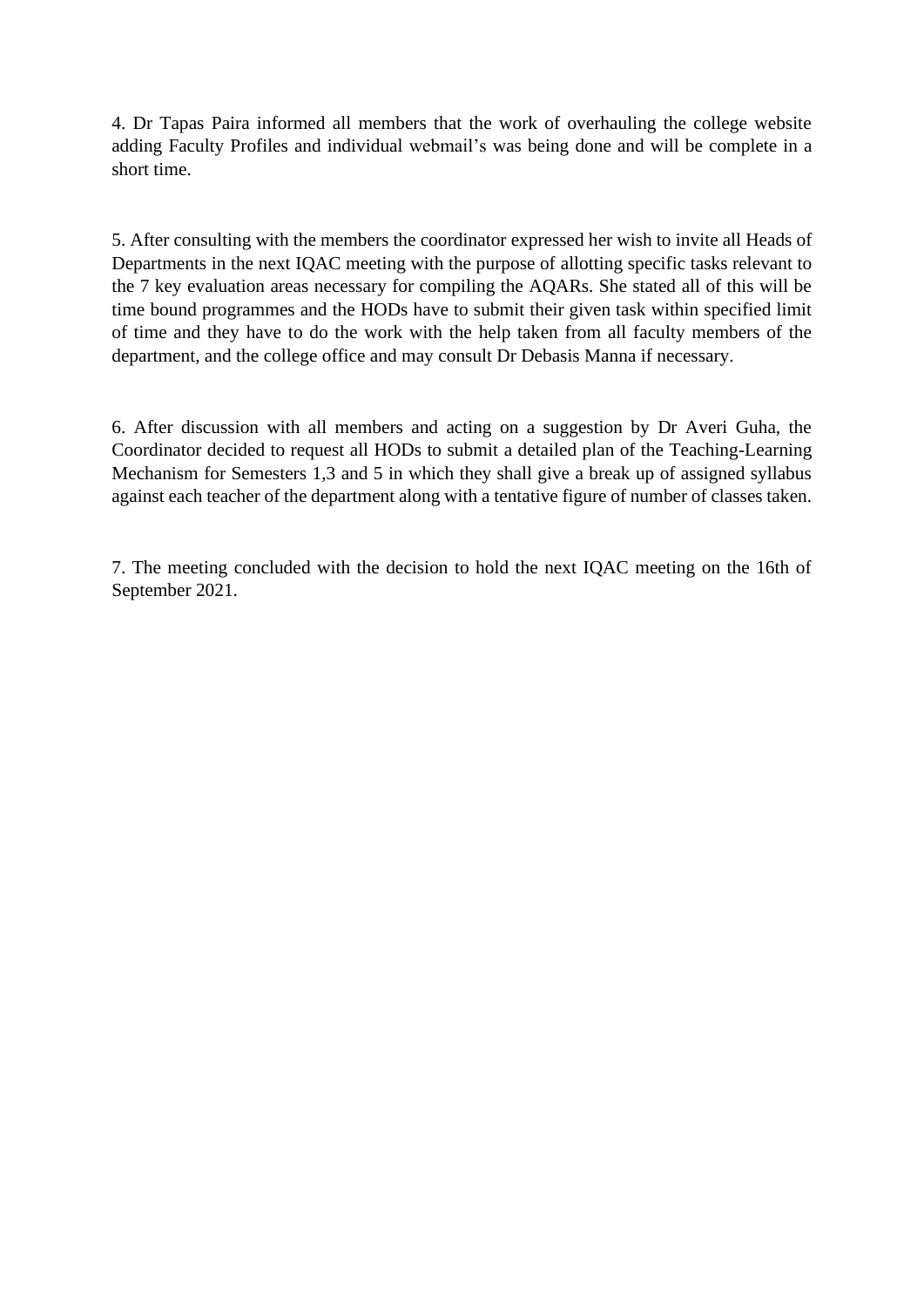4. Dr Tapas Paira informed all members that the work of overhauling the college website adding Faculty Profiles and individual webmail's was being done and will be complete in a short time.

5. After consulting with the members the coordinator expressed her wish to invite all Heads of Departments in the next IQAC meeting with the purpose of allotting specific tasks relevant to the 7 key evaluation areas necessary for compiling the AQARs. She stated all of this will be time bound programmes and the HODs have to submit their given task within specified limit of time and they have to do the work with the help taken from all faculty members of the department, and the college office and may consult Dr Debasis Manna if necessary.

6. After discussion with all members and acting on a suggestion by Dr Averi Guha, the Coordinator decided to request all HODs to submit a detailed plan of the Teaching-Learning Mechanism for Semesters 1,3 and 5 in which they shall give a break up of assigned syllabus against each teacher of the department along with a tentative figure of number of classes taken.

7. The meeting concluded with the decision to hold the next IQAC meeting on the 16th of September 2021.